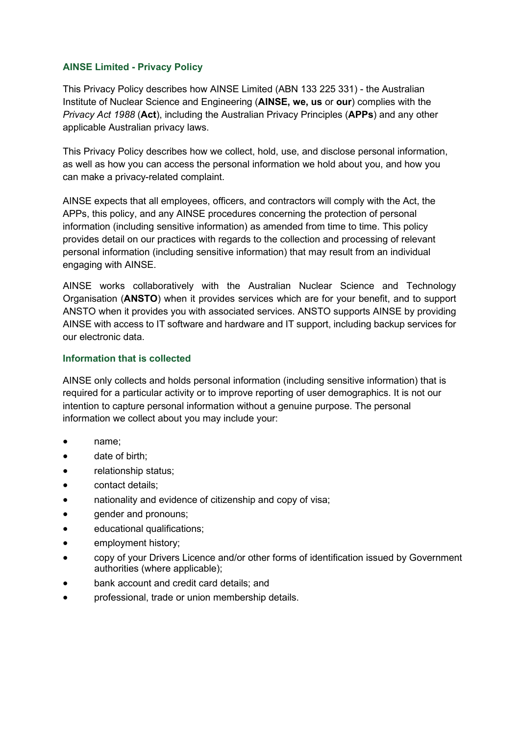## AINSE Limited - Privacy Policy

This Privacy Policy describes how AINSE Limited (ABN 133 225 331) - the Australian Institute of Nuclear Science and Engineering (**AINSE, we, us** or **our**) complies with the *Privacy Act 1988* (**Act**), including the Australian Privacy Principles (**APPs**) and any other applicable Australian privacy laws.

This Privacy Policy describes how we collect, hold, use, and disclose personal information, as well as how you can access the personal information we hold about you, and how you can make a privacy-related complaint.

AINSE expects that all employees, officers, and contractors will comply with the Act, the APPs, this policy, and any AINSE procedures concerning the protection of personal information (including sensitive information) as amended from time to time. This policy provides detail on our practices with regards to the collection and processing of relevant personal information (including sensitive information) that may result from an individual engaging with AINSE.

AINSE works collaboratively with the Australian Nuclear Science and Technology Organisation (**ANSTO**) when it provides services which are for your benefit, and to support ANSTO when it provides you with associated services. ANSTO supports AINSE by providing AINSE with access to IT software and hardware and IT support, including backup services for our electronic data.

### Information that is collected

AINSE only collects and holds personal information (including sensitive information) that is required for a particular activity or to improve reporting of user demographics. It is not our intention to capture personal information without a genuine purpose. The personal information we collect about you may include your:

- name;
- date of birth;
- relationship status;
- contact details;
- nationality and evidence of citizenship and copy of visa;
- gender and pronouns;
- educational qualifications;
- employment history;
- copy of your Drivers Licence and/or other forms of identification issued by Government authorities (where applicable);
- bank account and credit card details; and
- professional, trade or union membership details.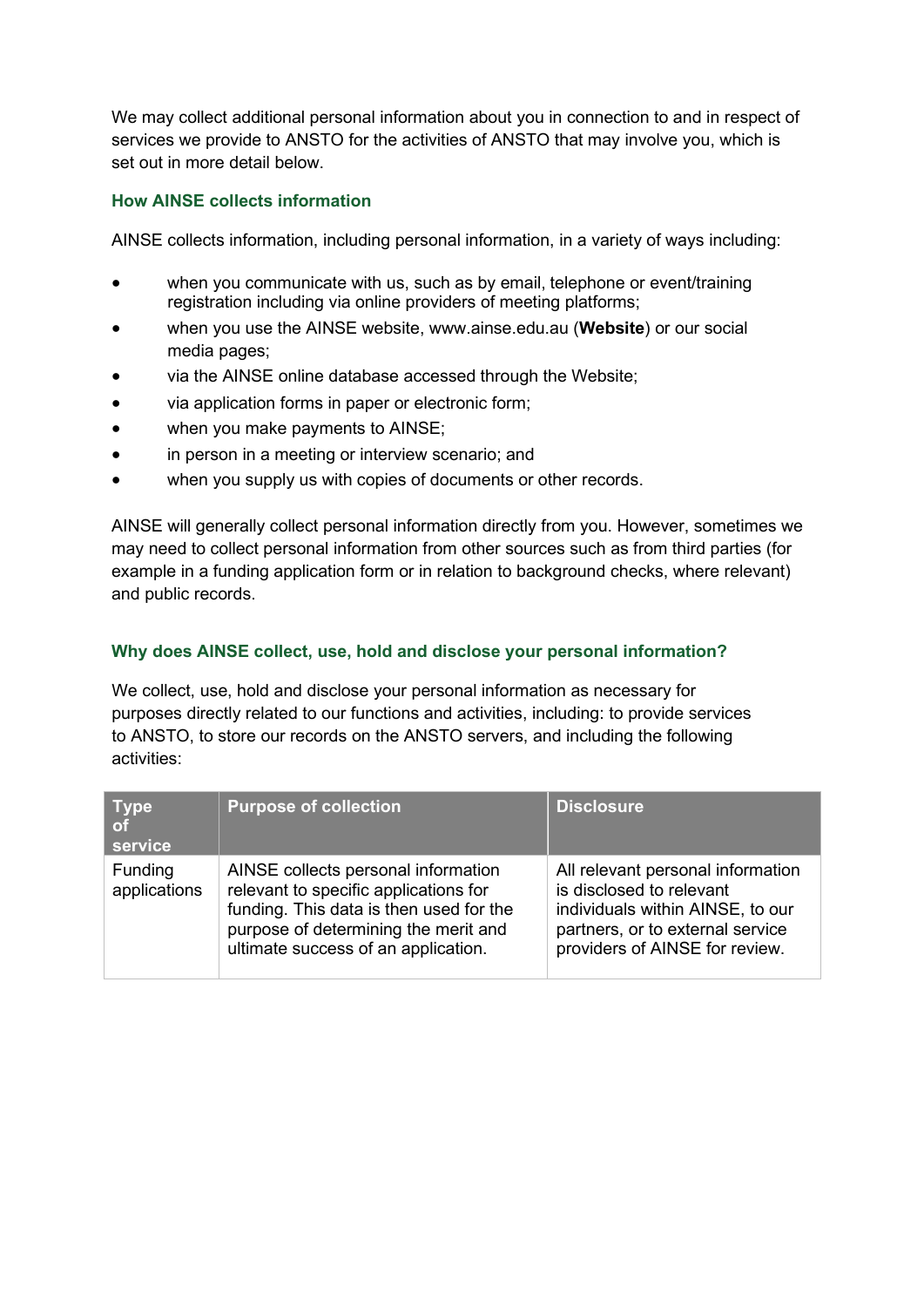We may collect additional personal information about you in connection to and in respect of services we provide to ANSTO for the activities of ANSTO that may involve you, which is set out in more detail below.

### How AINSE collects information

AINSE collects information, including personal information, in a variety of ways including:

- when you communicate with us, such as by email, telephone or event/training registration including via online providers of meeting platforms;
- when you use the AINSE website, www.ainse.edu.au (**Website**) or our social media pages;
- via the AINSE online database accessed through the Website;
- via application forms in paper or electronic form;
- when you make payments to AINSE;
- in person in a meeting or interview scenario; and
- when you supply us with copies of documents or other records.

AINSE will generally collect personal information directly from you. However, sometimes we may need to collect personal information from other sources such as from third parties (for example in a funding application form or in relation to background checks, where relevant) and public records.

### Why does AINSE collect, use, hold and disclose your personal information?

We collect, use, hold and disclose your personal information as necessary for purposes directly related to our functions and activities, including: to provide services to ANSTO, to store our records on the ANSTO servers, and including the following activities:

| Type of service | Purpose of collection | Disclosure |
|---|---|---|
| Funding applications | AINSE collects personal information relevant to specific applications for funding. This data is then used for the purpose of determining the merit and ultimate success of an application. | All relevant personal information is disclosed to relevant individuals within AINSE, to our partners, or to external service providers of AINSE for review. |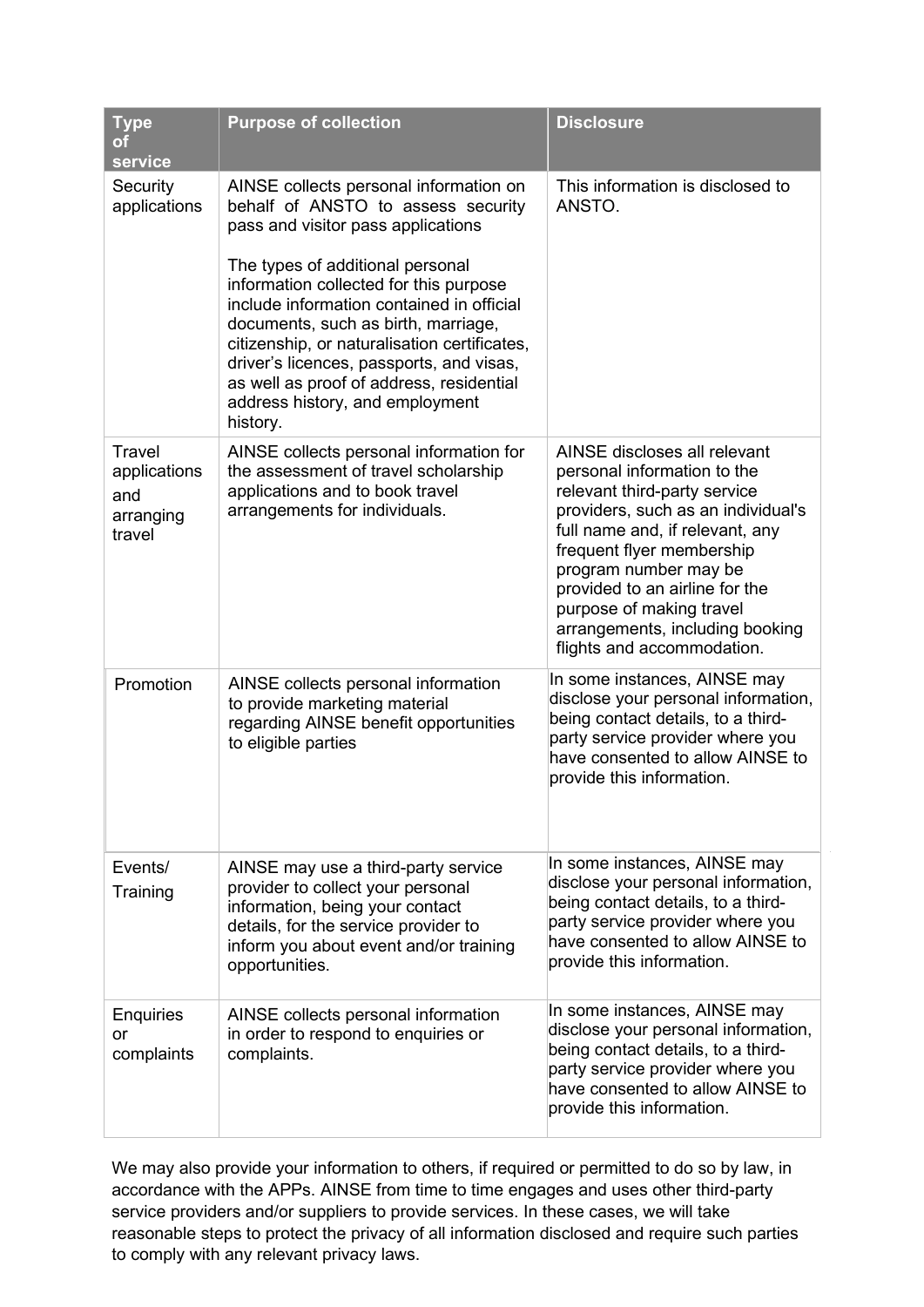| Type of service | Purpose of collection | Disclosure |
| --- | --- | --- |
| Security applications | AINSE collects personal information on behalf of ANSTO to assess security pass and visitor pass applications<br><br>The types of additional personal information collected for this purpose include information contained in official documents, such as birth, marriage, citizenship, or naturalisation certificates, driver's licences, passports, and visas, as well as proof of address, residential address history, and employment history. | This information is disclosed to ANSTO. |
| Travel applications and arranging travel | AINSE collects personal information for the assessment of travel scholarship applications and to book travel arrangements for individuals. | AINSE discloses all relevant personal information to the relevant third-party service providers, such as an individual's full name and, if relevant, any frequent flyer membership program number may be provided to an airline for the purpose of making travel arrangements, including booking flights and accommodation. |
| Promotion | AINSE collects personal information to provide marketing material regarding AINSE benefit opportunities to eligible parties | In some instances, AINSE may disclose your personal information, being contact details, to a third-party service provider where you have consented to allow AINSE to provide this information. |
| Events/ Training | AINSE may use a third-party service provider to collect your personal information, being your contact details, for the service provider to inform you about event and/or training opportunities. | In some instances, AINSE may disclose your personal information, being contact details, to a third-party service provider where you have consented to allow AINSE to provide this information. |
| Enquiries or complaints | AINSE collects personal information in order to respond to enquiries or complaints. | In some instances, AINSE may disclose your personal information, being contact details, to a third-party service provider where you have consented to allow AINSE to provide this information. |

We may also provide your information to others, if required or permitted to do so by law, in accordance with the APPs. AINSE from time to time engages and uses other third-party service providers and/or suppliers to provide services. In these cases, we will take reasonable steps to protect the privacy of all information disclosed and require such parties to comply with any relevant privacy laws.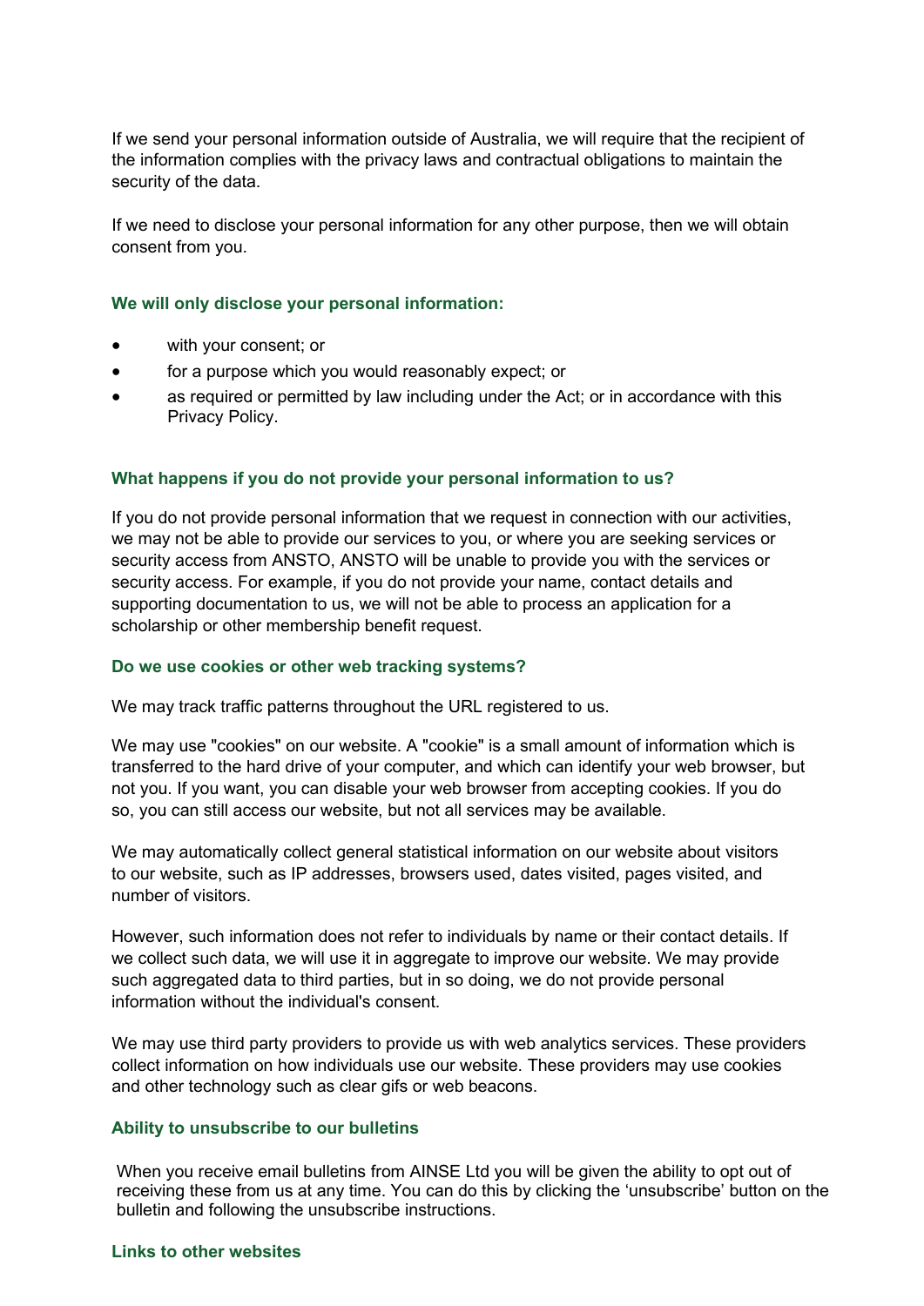If we send your personal information outside of Australia, we will require that the recipient of the information complies with the privacy laws and contractual obligations to maintain the security of the data.

If we need to disclose your personal information for any other purpose, then we will obtain consent from you.

### We will only disclose your personal information:

- with your consent; or
- for a purpose which you would reasonably expect; or
- as required or permitted by law including under the Act; or in accordance with this Privacy Policy.

### What happens if you do not provide your personal information to us?

If you do not provide personal information that we request in connection with our activities, we may not be able to provide our services to you, or where you are seeking services or security access from ANSTO, ANSTO will be unable to provide you with the services or security access. For example, if you do not provide your name, contact details and supporting documentation to us, we will not be able to process an application for a scholarship or other membership benefit request.

### Do we use cookies or other web tracking systems?

We may track traffic patterns throughout the URL registered to us.

We may use "cookies" on our website. A "cookie" is a small amount of information which is transferred to the hard drive of your computer, and which can identify your web browser, but not you. If you want, you can disable your web browser from accepting cookies. If you do so, you can still access our website, but not all services may be available.

We may automatically collect general statistical information on our website about visitors to our website, such as IP addresses, browsers used, dates visited, pages visited, and number of visitors.

However, such information does not refer to individuals by name or their contact details. If we collect such data, we will use it in aggregate to improve our website. We may provide such aggregated data to third parties, but in so doing, we do not provide personal information without the individual's consent.

We may use third party providers to provide us with web analytics services. These providers collect information on how individuals use our website. These providers may use cookies and other technology such as clear gifs or web beacons.

### Ability to unsubscribe to our bulletins

When you receive email bulletins from AINSE Ltd you will be given the ability to opt out of receiving these from us at any time. You can do this by clicking the 'unsubscribe' button on the bulletin and following the unsubscribe instructions.

### Links to other websites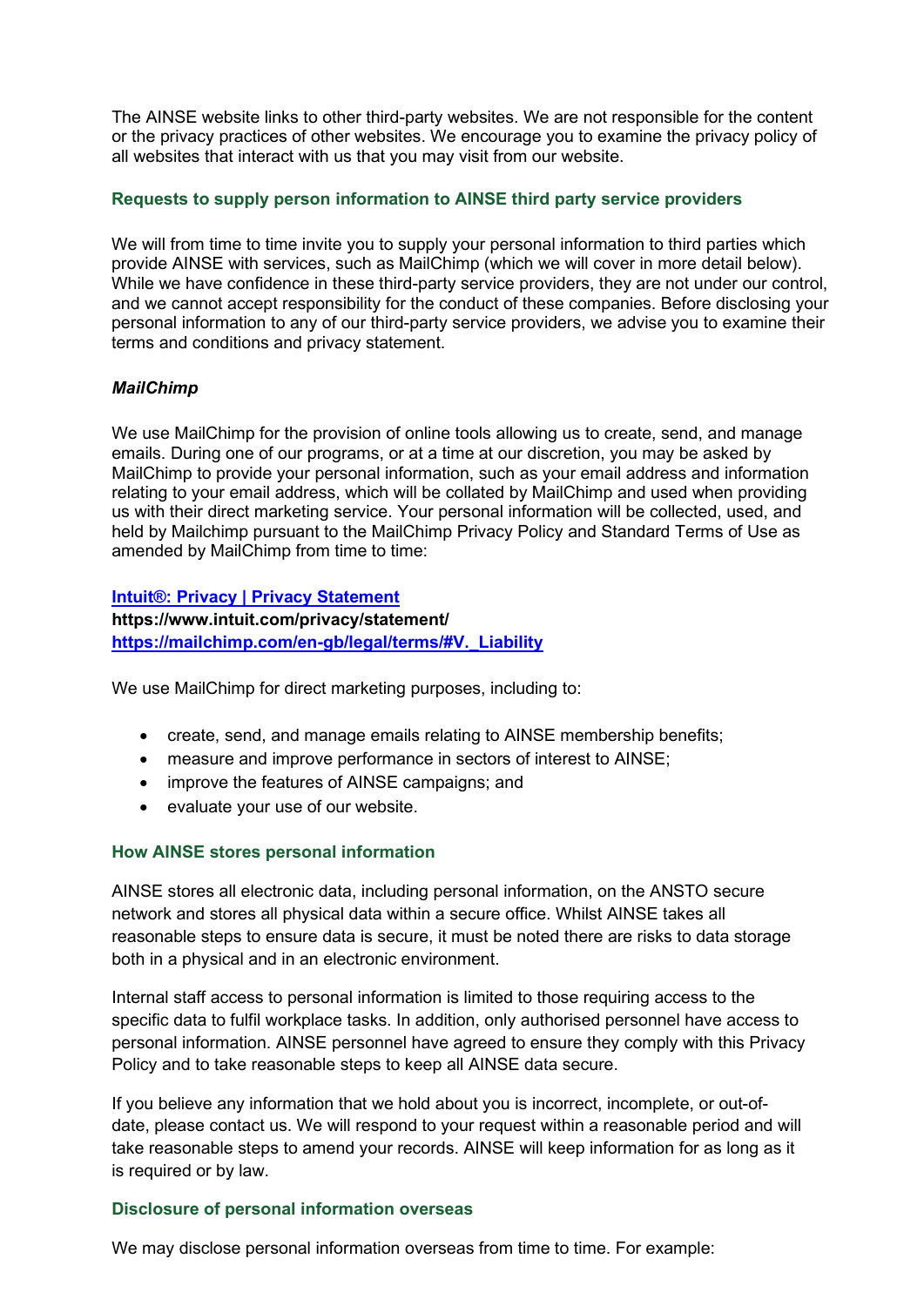The AINSE website links to other third-party websites. We are not responsible for the content or the privacy practices of other websites. We encourage you to examine the privacy policy of all websites that interact with us that you may visit from our website.

## Requests to supply person information to AINSE third party service providers

We will from time to time invite you to supply your personal information to third parties which provide AINSE with services, such as MailChimp (which we will cover in more detail below). While we have confidence in these third-party service providers, they are not under our control, and we cannot accept responsibility for the conduct of these companies. Before disclosing your personal information to any of our third-party service providers, we advise you to examine their terms and conditions and privacy statement.

### *MailChimp*

We use MailChimp for the provision of online tools allowing us to create, send, and manage emails. During one of our programs, or at a time at our discretion, you may be asked by MailChimp to provide your personal information, such as your email address and information relating to your email address, which will be collated by MailChimp and used when providing us with their direct marketing service. Your personal information will be collected, used, and held by Mailchimp pursuant to the MailChimp Privacy Policy and Standard Terms of Use as amended by MailChimp from time to time:

**Intuit®: Privacy | Privacy Statement**
**https://www.intuit.com/privacy/statement/**
**https://mailchimp.com/en-gb/legal/terms/#V._Liability**

We use MailChimp for direct marketing purposes, including to:

- create, send, and manage emails relating to AINSE membership benefits;
- measure and improve performance in sectors of interest to AINSE;
- improve the features of AINSE campaigns; and
- evaluate your use of our website.

## How AINSE stores personal information

AINSE stores all electronic data, including personal information, on the ANSTO secure network and stores all physical data within a secure office. Whilst AINSE takes all reasonable steps to ensure data is secure, it must be noted there are risks to data storage both in a physical and in an electronic environment.

Internal staff access to personal information is limited to those requiring access to the specific data to fulfil workplace tasks. In addition, only authorised personnel have access to personal information. AINSE personnel have agreed to ensure they comply with this Privacy Policy and to take reasonable steps to keep all AINSE data secure.

If you believe any information that we hold about you is incorrect, incomplete, or out-of-date, please contact us. We will respond to your request within a reasonable period and will take reasonable steps to amend your records. AINSE will keep information for as long as it is required or by law.

## Disclosure of personal information overseas

We may disclose personal information overseas from time to time. For example: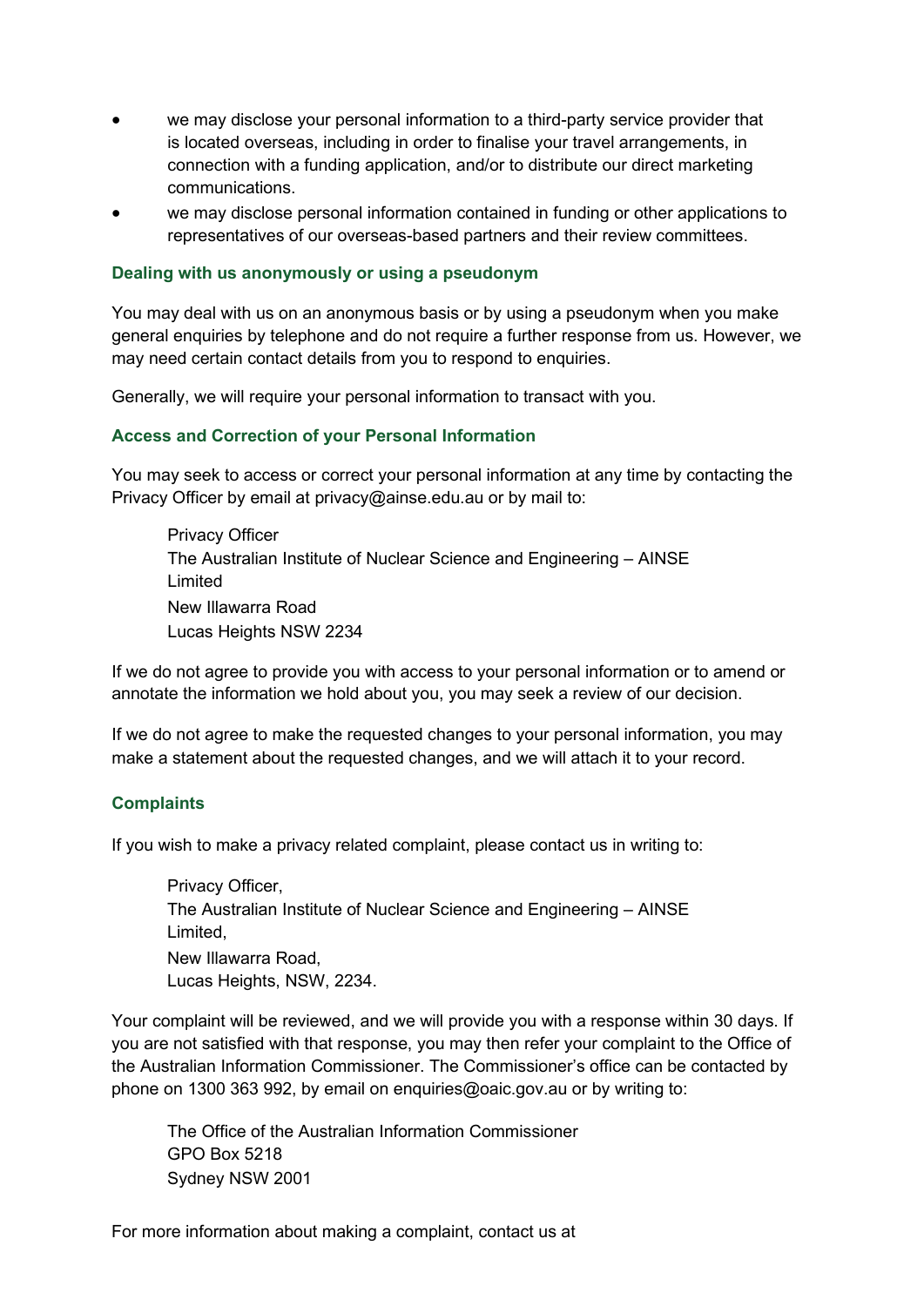- we may disclose your personal information to a third-party service provider that is located overseas, including in order to finalise your travel arrangements, in connection with a funding application, and/or to distribute our direct marketing communications.
- we may disclose personal information contained in funding or other applications to representatives of our overseas-based partners and their review committees.

### Dealing with us anonymously or using a pseudonym

You may deal with us on an anonymous basis or by using a pseudonym when you make general enquiries by telephone and do not require a further response from us. However, we may need certain contact details from you to respond to enquiries.

Generally, we will require your personal information to transact with you.

### Access and Correction of your Personal Information

You may seek to access or correct your personal information at any time by contacting the Privacy Officer by email at privacy@ainse.edu.au or by mail to:

> Privacy Officer  
> The Australian Institute of Nuclear Science and Engineering – AINSE Limited  
> New Illawarra Road  
> Lucas Heights NSW 2234

If we do not agree to provide you with access to your personal information or to amend or annotate the information we hold about you, you may seek a review of our decision.

If we do not agree to make the requested changes to your personal information, you may make a statement about the requested changes, and we will attach it to your record.

### Complaints

If you wish to make a privacy related complaint, please contact us in writing to:

> Privacy Officer,  
> The Australian Institute of Nuclear Science and Engineering – AINSE Limited,  
> New Illawarra Road,  
> Lucas Heights, NSW, 2234.

Your complaint will be reviewed, and we will provide you with a response within 30 days. If you are not satisfied with that response, you may then refer your complaint to the Office of the Australian Information Commissioner. The Commissioner's office can be contacted by phone on 1300 363 992, by email on enquiries@oaic.gov.au or by writing to:

> The Office of the Australian Information Commissioner  
> GPO Box 5218  
> Sydney NSW 2001

For more information about making a complaint, contact us at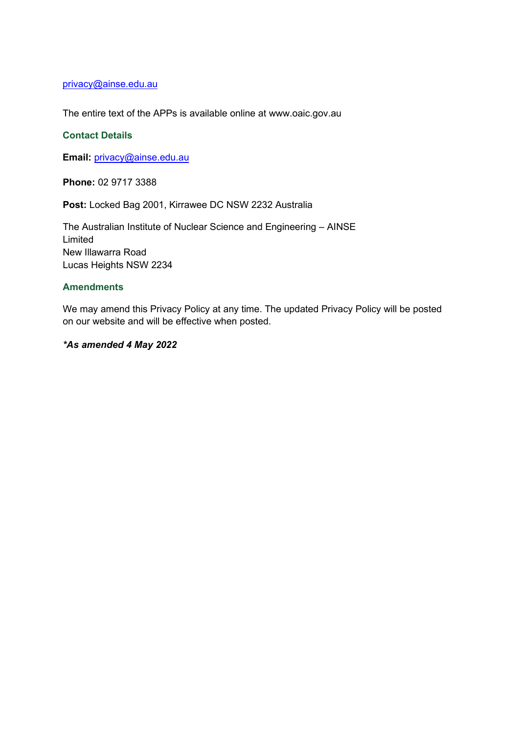privacy@ainse.edu.au

The entire text of the APPs is available online at www.oaic.gov.au

### Contact Details

**Email:** privacy@ainse.edu.au

**Phone:** 02 9717 3388

**Post:** Locked Bag 2001, Kirrawee DC NSW 2232 Australia

The Australian Institute of Nuclear Science and Engineering – AINSE Limited
New Illawarra Road
Lucas Heights NSW 2234

### Amendments

We may amend this Privacy Policy at any time. The updated Privacy Policy will be posted on our website and will be effective when posted.

***As amended 4 May 2022**